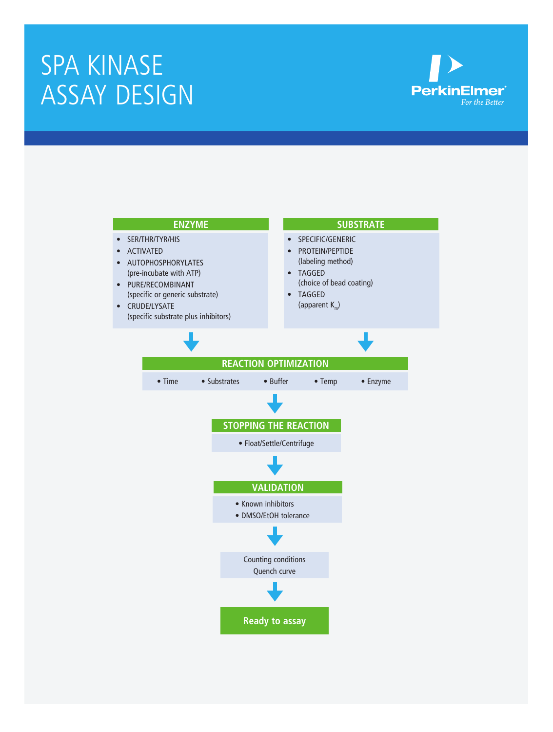# SPA KINASE ASSAY DESIGN

PerkinElmer
*For the Better*

## ENZYME

- SER/THR/TYR/HIS
- ACTIVATED
- AUTOPHOSPHORYLATES (pre-incubate with ATP)
- PURE/RECOMBINANT (specific or generic substrate)
- CRUDE/LYSATE (specific substrate plus inhibitors)

## SUBSTRATE

- SPECIFIC/GENERIC
- PROTEIN/PEPTIDE (labeling method)
- TAGGED (choice of bead coating)
- TAGGED (apparent $K_m$)

↓

## REACTION OPTIMIZATION

- Time
- Substrates
- Buffer
- Temp
- Enzyme

↓

## STOPPING THE REACTION

- Float/Settle/Centrifuge

↓

## VALIDATION

- Known inhibitors
- DMSO/EtOH tolerance

↓

Counting conditions
Quench curve

↓

**Ready to assay**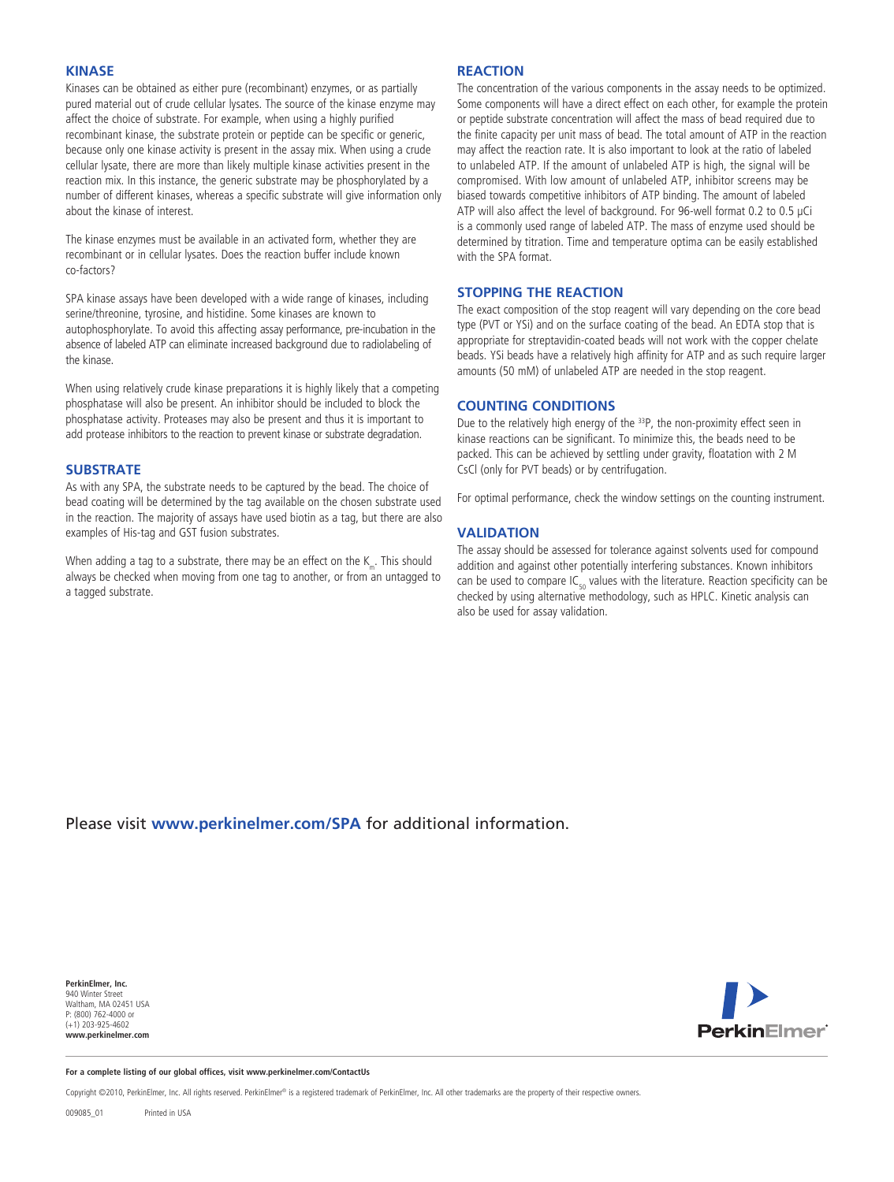## KINASE

Kinases can be obtained as either pure (recombinant) enzymes, or as partially pured material out of crude cellular lysates. The source of the kinase enzyme may affect the choice of substrate. For example, when using a highly purified recombinant kinase, the substrate protein or peptide can be specific or generic, because only one kinase activity is present in the assay mix. When using a crude cellular lysate, there are more than likely multiple kinase activities present in the reaction mix. In this instance, the generic substrate may be phosphorylated by a number of different kinases, whereas a specific substrate will give information only about the kinase of interest.

The kinase enzymes must be available in an activated form, whether they are recombinant or in cellular lysates. Does the reaction buffer include known co-factors?

SPA kinase assays have been developed with a wide range of kinases, including serine/threonine, tyrosine, and histidine. Some kinases are known to autophosphorylate. To avoid this affecting assay performance, pre-incubation in the absence of labeled ATP can eliminate increased background due to radiolabeling of the kinase.

When using relatively crude kinase preparations it is highly likely that a competing phosphatase will also be present. An inhibitor should be included to block the phosphatase activity. Proteases may also be present and thus it is important to add protease inhibitors to the reaction to prevent kinase or substrate degradation.

## SUBSTRATE

As with any SPA, the substrate needs to be captured by the bead. The choice of bead coating will be determined by the tag available on the chosen substrate used in the reaction. The majority of assays have used biotin as a tag, but there are also examples of His-tag and GST fusion substrates.

When adding a tag to a substrate, there may be an effect on the $K_m$. This should always be checked when moving from one tag to another, or from an untagged to a tagged substrate.

## REACTION

The concentration of the various components in the assay needs to be optimized. Some components will have a direct effect on each other, for example the protein or peptide substrate concentration will affect the mass of bead required due to the finite capacity per unit mass of bead. The total amount of ATP in the reaction may affect the reaction rate. It is also important to look at the ratio of labeled to unlabeled ATP. If the amount of unlabeled ATP is high, the signal will be compromised. With low amount of unlabeled ATP, inhibitor screens may be biased towards competitive inhibitors of ATP binding. The amount of labeled ATP will also affect the level of background. For 96-well format 0.2 to 0.5 µCi is a commonly used range of labeled ATP. The mass of enzyme used should be determined by titration. Time and temperature optima can be easily established with the SPA format.

## STOPPING THE REACTION

The exact composition of the stop reagent will vary depending on the core bead type (PVT or YSi) and on the surface coating of the bead. An EDTA stop that is appropriate for streptavidin-coated beads will not work with the copper chelate beads. YSi beads have a relatively high affinity for ATP and as such require larger amounts (50 mM) of unlabeled ATP are needed in the stop reagent.

## COUNTING CONDITIONS

Due to the relatively high energy of the $^{33}P$, the non-proximity effect seen in kinase reactions can be significant. To minimize this, the beads need to be packed. This can be achieved by settling under gravity, floatation with 2 M CsCl (only for PVT beads) or by centrifugation.

For optimal performance, check the window settings on the counting instrument.

## VALIDATION

The assay should be assessed for tolerance against solvents used for compound addition and against other potentially interfering substances. Known inhibitors can be used to compare $IC_{50}$ values with the literature. Reaction specificity can be checked by using alternative methodology, such as HPLC. Kinetic analysis can also be used for assay validation.

Please visit **www.perkinelmer.com/SPA** for additional information.

**PerkinElmer, Inc.**
940 Winter Street
Waltham, MA 02451 USA
P: (800) 762-4000 or
(+1) 203-925-4602
**www.perkinelmer.com**

PerkinElmer

**For a complete listing of our global offices, visit www.perkinelmer.com/ContactUs**

Copyright ©2010, PerkinElmer, Inc. All rights reserved. PerkinElmer® is a registered trademark of PerkinElmer, Inc. All other trademarks are the property of their respective owners.

009085_01 Printed in USA